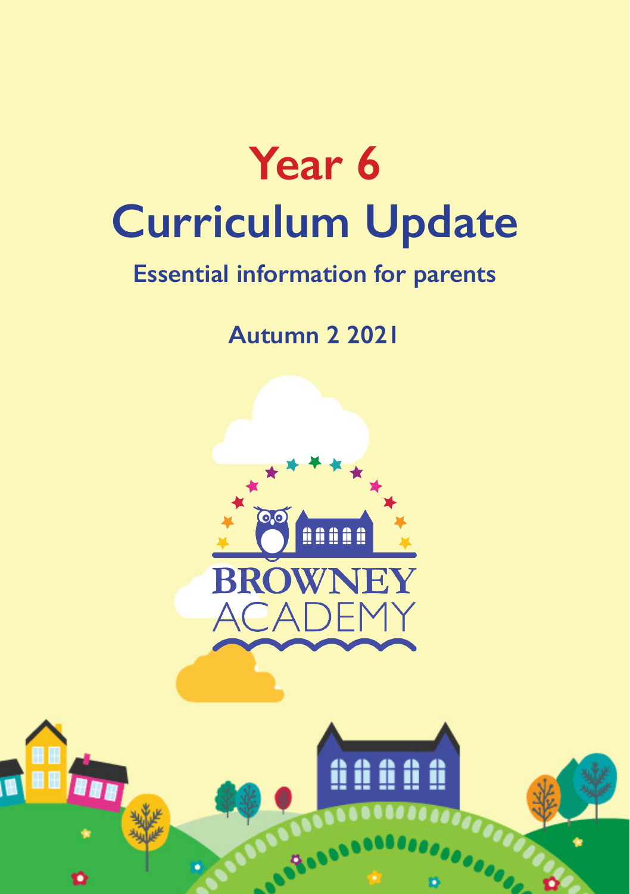# Year 6

# Curriculum Update

## Essential information for parents

### Autumn 2 2021

BROWNEY ACADEMY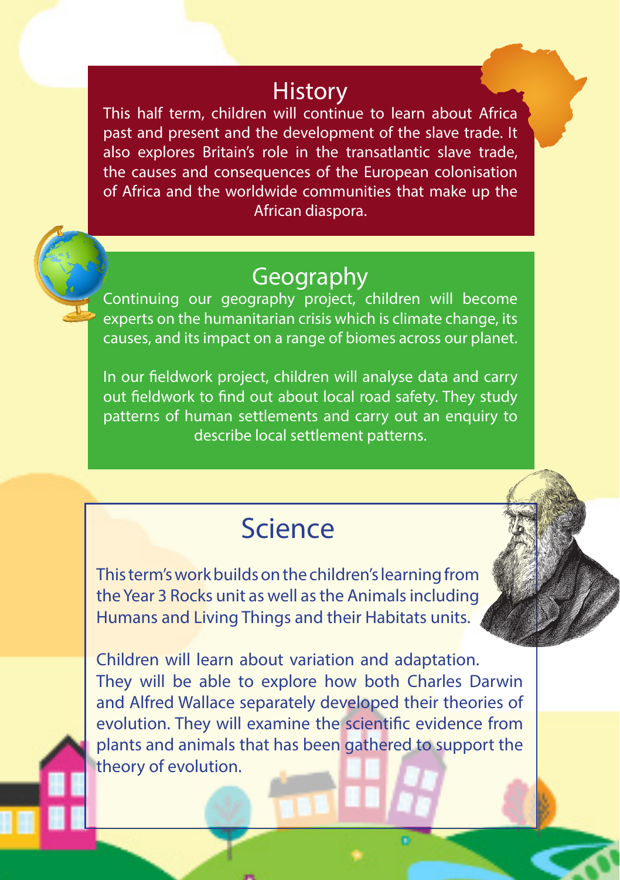## History

This half term, children will continue to learn about Africa past and present and the development of the slave trade. It also explores Britain's role in the transatlantic slave trade, the causes and consequences of the European colonisation of Africa and the worldwide communities that make up the African diaspora.

## Geography

Continuing our geography project, children will become experts on the humanitarian crisis which is climate change, its causes, and its impact on a range of biomes across our planet.

In our fieldwork project, children will analyse data and carry out fieldwork to find out about local road safety. They study patterns of human settlements and carry out an enquiry to describe local settlement patterns.

## Science

This term's work builds on the children's learning from the Year 3 Rocks unit as well as the Animals including Humans and Living Things and their Habitats units.

Children will learn about variation and adaptation. They will be able to explore how both Charles Darwin and Alfred Wallace separately developed their theories of evolution. They will examine the scientific evidence from plants and animals that has been gathered to support the theory of evolution.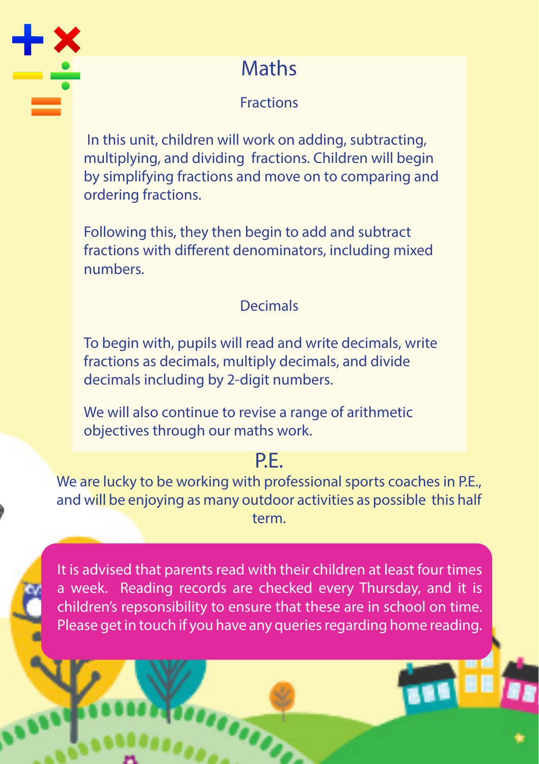# Maths

## Fractions

In this unit, children will work on adding, subtracting, multiplying, and dividing fractions. Children will begin by simplifying fractions and move on to comparing and ordering fractions.

Following this, they then begin to add and subtract fractions with different denominators, including mixed numbers.

## Decimals

To begin with, pupils will read and write decimals, write fractions as decimals, multiply decimals, and divide decimals including by 2-digit numbers.

We will also continue to revise a range of arithmetic objectives through our maths work.

# P.E.

We are lucky to be working with professional sports coaches in P.E., and will be enjoying as many outdoor activities as possible this half term.

It is advised that parents read with their children at least four times a week. Reading records are checked every Thursday, and it is children's repsonsibility to ensure that these are in school on time. Please get in touch if you have any queries regarding home reading.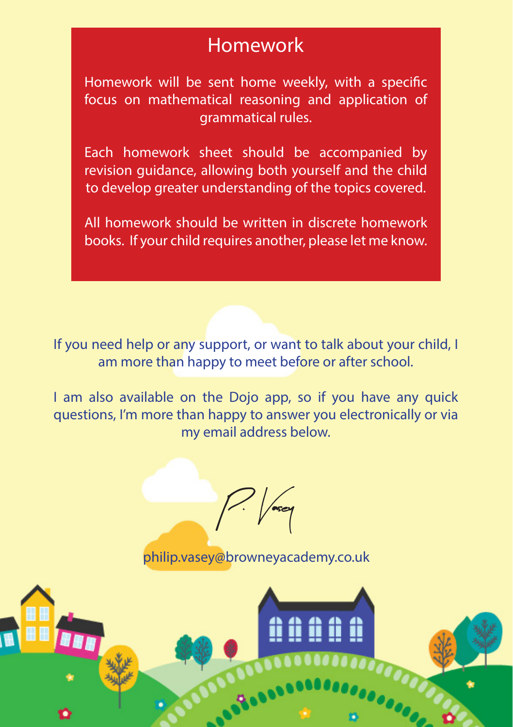## Homework

Homework will be sent home weekly, with a specific focus on mathematical reasoning and application of grammatical rules.

Each homework sheet should be accompanied by revision guidance, allowing both yourself and the child to develop greater understanding of the topics covered.

All homework should be written in discrete homework books. If your child requires another, please let me know.

If you need help or any support, or want to talk about your child, I am more than happy to meet before or after school.

I am also available on the Dojo app, so if you have any quick questions, I'm more than happy to answer you electronically or via my email address below.

P. Vasey

philip.vasey@browneyacademy.co.uk